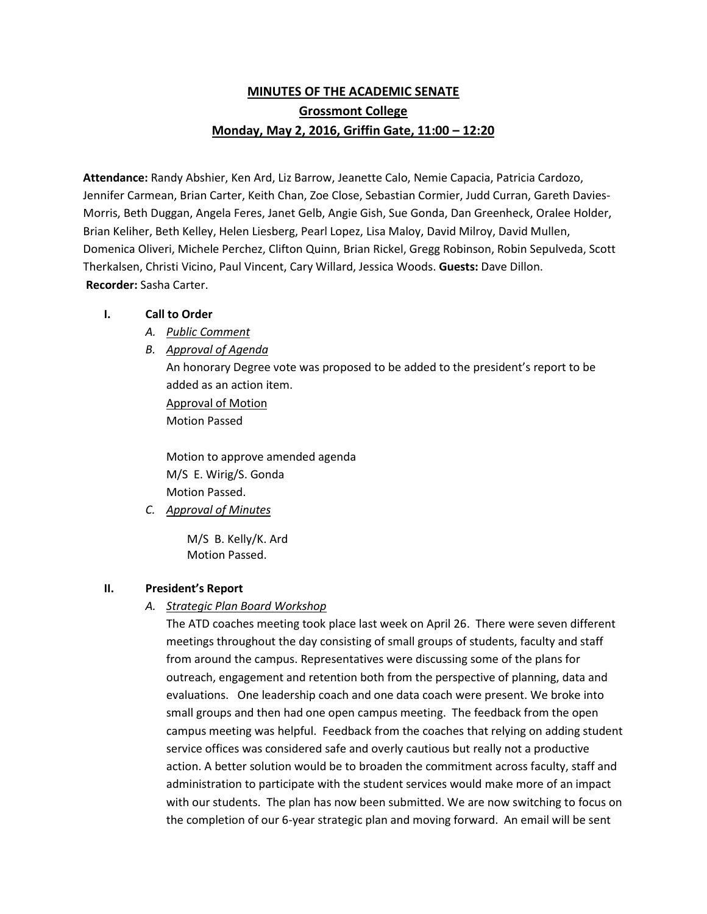# MINUTES OF THE ACADEMIC SENATE

## Grossmont College

## Monday, May 2, 2016, Griffin Gate, 11:00 – 12:20

**Attendance:** Randy Abshier, Ken Ard, Liz Barrow, Jeanette Calo, Nemie Capacia, Patricia Cardozo, Jennifer Carmean, Brian Carter, Keith Chan, Zoe Close, Sebastian Cormier, Judd Curran, Gareth Davies-Morris, Beth Duggan, Angela Feres, Janet Gelb, Angie Gish, Sue Gonda, Dan Greenheck, Oralee Holder, Brian Keliher, Beth Kelley, Helen Liesberg, Pearl Lopez, Lisa Maloy, David Milroy, David Mullen, Domenica Oliveri, Michele Perchez, Clifton Quinn, Brian Rickel, Gregg Robinson, Robin Sepulveda, Scott Therkalsen, Christi Vicino, Paul Vincent, Cary Willard, Jessica Woods. **Guests:** Dave Dillon.
**Recorder:** Sasha Carter.

### I. Call to Order

*A. Public Comment*

*B. Approval of Agenda*

An honorary Degree vote was proposed to be added to the president's report to be added as an action item.

Approval of Motion
Motion Passed

Motion to approve amended agenda
M/S E. Wirig/S. Gonda
Motion Passed.

*C. Approval of Minutes*

M/S B. Kelly/K. Ard
Motion Passed.

### II. President's Report

*A. Strategic Plan Board Workshop*

The ATD coaches meeting took place last week on April 26. There were seven different meetings throughout the day consisting of small groups of students, faculty and staff from around the campus. Representatives were discussing some of the plans for outreach, engagement and retention both from the perspective of planning, data and evaluations. One leadership coach and one data coach were present. We broke into small groups and then had one open campus meeting. The feedback from the open campus meeting was helpful. Feedback from the coaches that relying on adding student service offices was considered safe and overly cautious but really not a productive action. A better solution would be to broaden the commitment across faculty, staff and administration to participate with the student services would make more of an impact with our students. The plan has now been submitted. We are now switching to focus on the completion of our 6-year strategic plan and moving forward. An email will be sent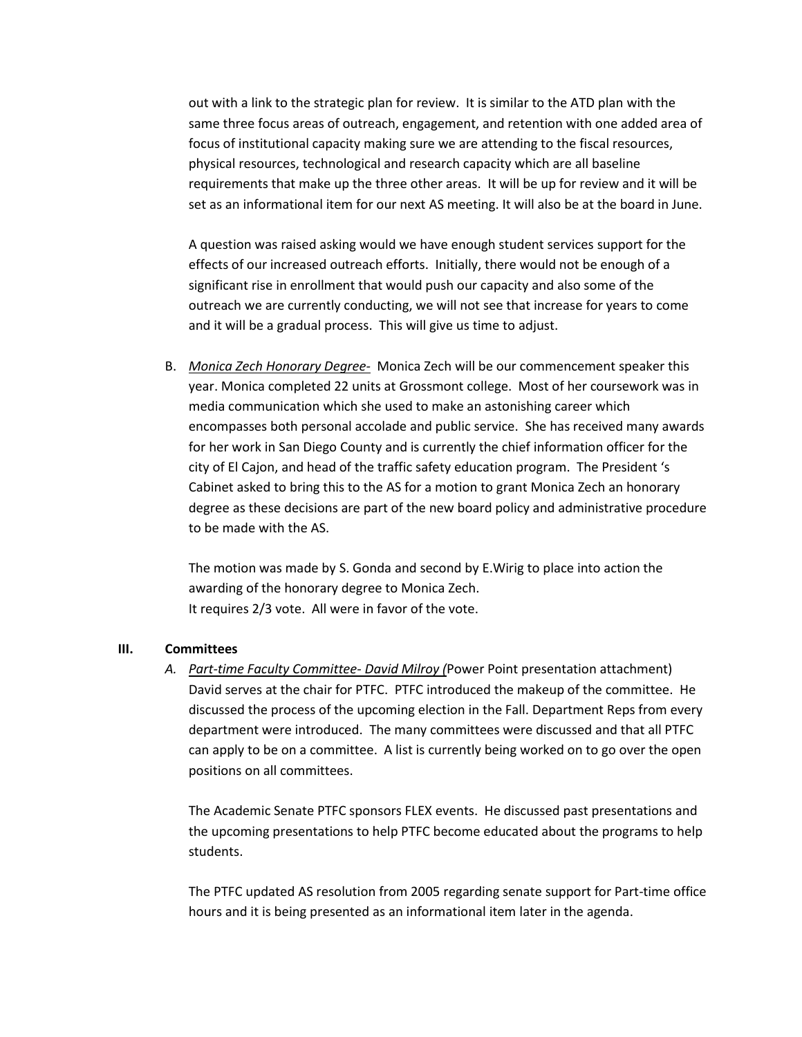out with a link to the strategic plan for review. It is similar to the ATD plan with the same three focus areas of outreach, engagement, and retention with one added area of focus of institutional capacity making sure we are attending to the fiscal resources, physical resources, technological and research capacity which are all baseline requirements that make up the three other areas. It will be up for review and it will be set as an informational item for our next AS meeting. It will also be at the board in June.

A question was raised asking would we have enough student services support for the effects of our increased outreach efforts. Initially, there would not be enough of a significant rise in enrollment that would push our capacity and also some of the outreach we are currently conducting, we will not see that increase for years to come and it will be a gradual process. This will give us time to adjust.

B. *Monica Zech Honorary Degree-* Monica Zech will be our commencement speaker this year. Monica completed 22 units at Grossmont college. Most of her coursework was in media communication which she used to make an astonishing career which encompasses both personal accolade and public service. She has received many awards for her work in San Diego County and is currently the chief information officer for the city of El Cajon, and head of the traffic safety education program. The President 's Cabinet asked to bring this to the AS for a motion to grant Monica Zech an honorary degree as these decisions are part of the new board policy and administrative procedure to be made with the AS.

The motion was made by S. Gonda and second by E.Wirig to place into action the awarding of the honorary degree to Monica Zech.
It requires 2/3 vote. All were in favor of the vote.

## III. Committees

A. *Part-time Faculty Committee- David Milroy (*Power Point presentation attachment)
David serves at the chair for PTFC. PTFC introduced the makeup of the committee. He discussed the process of the upcoming election in the Fall. Department Reps from every department were introduced. The many committees were discussed and that all PTFC can apply to be on a committee. A list is currently being worked on to go over the open positions on all committees.

The Academic Senate PTFC sponsors FLEX events. He discussed past presentations and the upcoming presentations to help PTFC become educated about the programs to help students.

The PTFC updated AS resolution from 2005 regarding senate support for Part-time office hours and it is being presented as an informational item later in the agenda.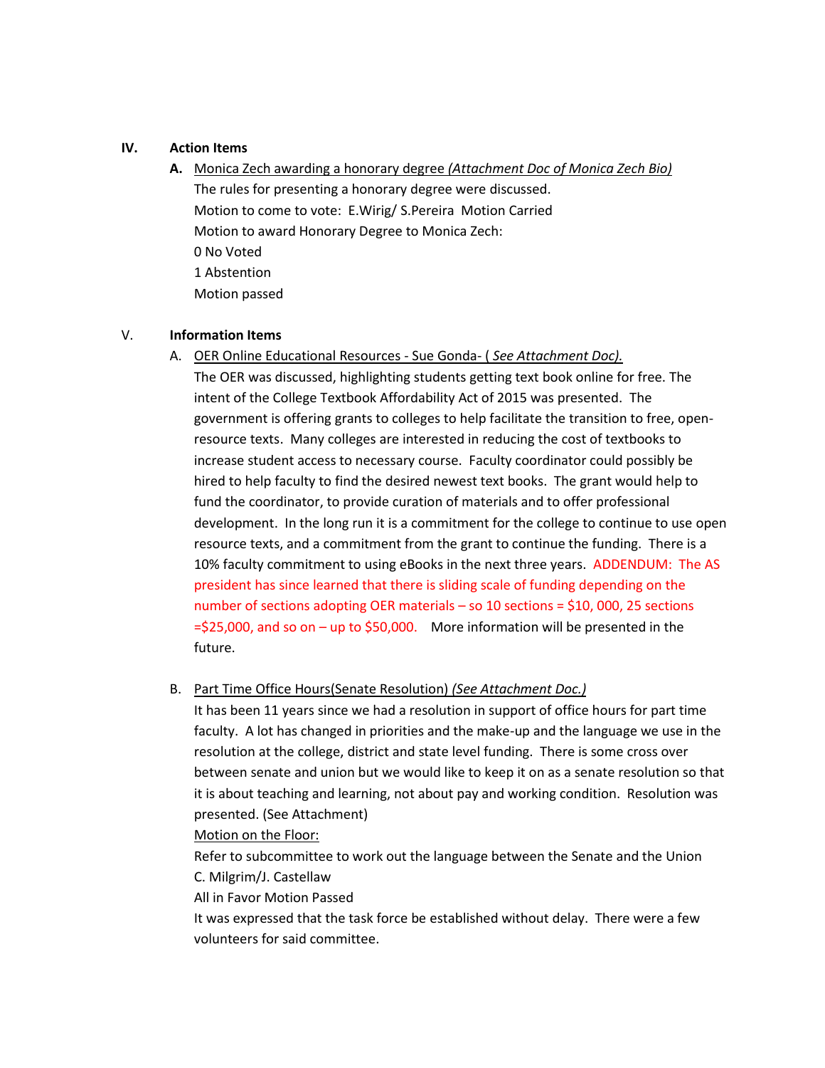## IV. Action Items

**A.** Monica Zech awarding a honorary degree *(Attachment Doc of Monica Zech Bio)*

The rules for presenting a honorary degree were discussed.

Motion to come to vote: E.Wirig/ S.Pereira Motion Carried

Motion to award Honorary Degree to Monica Zech:

0 No Voted

1 Abstention

Motion passed

## V. Information Items

A. OER Online Educational Resources - Sue Gonda- ( *See Attachment Doc).*

The OER was discussed, highlighting students getting text book online for free. The intent of the College Textbook Affordability Act of 2015 was presented. The government is offering grants to colleges to help facilitate the transition to free, open-resource texts. Many colleges are interested in reducing the cost of textbooks to increase student access to necessary course. Faculty coordinator could possibly be hired to help faculty to find the desired newest text books. The grant would help to fund the coordinator, to provide curation of materials and to offer professional development. In the long run it is a commitment for the college to continue to use open resource texts, and a commitment from the grant to continue the funding. There is a 10% faculty commitment to using eBooks in the next three years. ADDENDUM: The AS president has since learned that there is sliding scale of funding depending on the number of sections adopting OER materials – so 10 sections = $10, 000, 25 sections =$25,000, and so on – up to $50,000. More information will be presented in the future.

B. Part Time Office Hours(Senate Resolution) *(See Attachment Doc.)*

It has been 11 years since we had a resolution in support of office hours for part time faculty. A lot has changed in priorities and the make-up and the language we use in the resolution at the college, district and state level funding. There is some cross over between senate and union but we would like to keep it on as a senate resolution so that it is about teaching and learning, not about pay and working condition. Resolution was presented. (See Attachment)

Motion on the Floor:

Refer to subcommittee to work out the language between the Senate and the Union

C. Milgrim/J. Castellaw

All in Favor Motion Passed

It was expressed that the task force be established without delay. There were a few volunteers for said committee.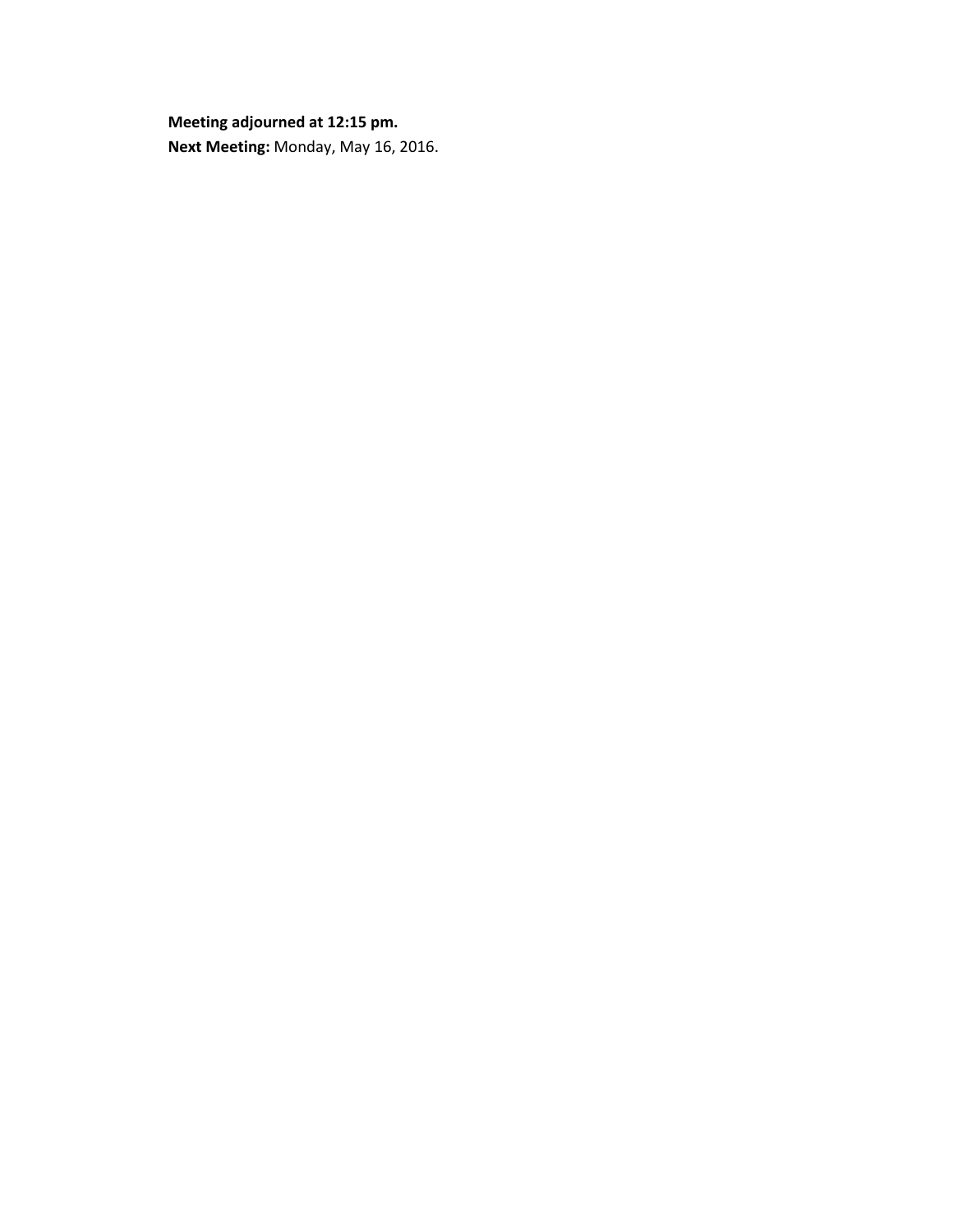**Meeting adjourned at 12:15 pm.**
**Next Meeting:** Monday, May 16, 2016.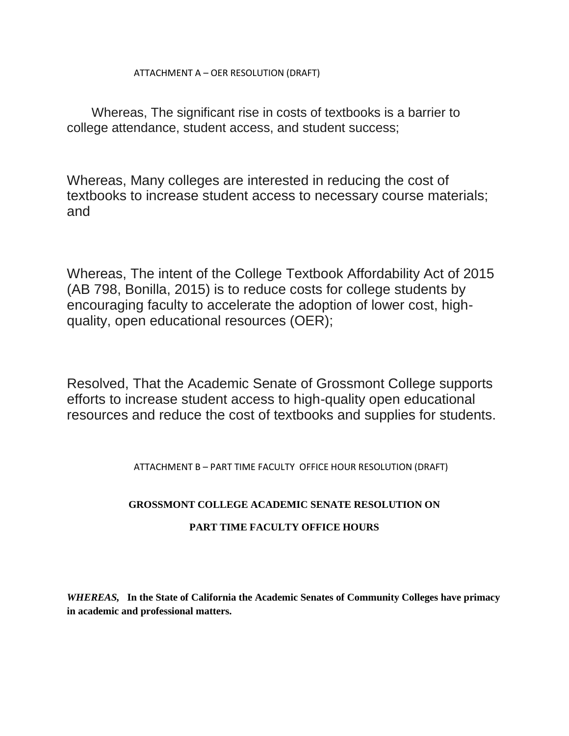ATTACHMENT A – OER RESOLUTION (DRAFT)

Whereas, The significant rise in costs of textbooks is a barrier to college attendance, student access, and student success;

Whereas, Many colleges are interested in reducing the cost of textbooks to increase student access to necessary course materials; and

Whereas, The intent of the College Textbook Affordability Act of 2015 (AB 798, Bonilla, 2015) is to reduce costs for college students by encouraging faculty to accelerate the adoption of lower cost, high-quality, open educational resources (OER);

Resolved, That the Academic Senate of Grossmont College supports efforts to increase student access to high-quality open educational resources and reduce the cost of textbooks and supplies for students.

ATTACHMENT B – PART TIME FACULTY OFFICE HOUR RESOLUTION (DRAFT)

**GROSSMONT COLLEGE ACADEMIC SENATE RESOLUTION ON**

**PART TIME FACULTY OFFICE HOURS**

***WHEREAS,*** **In the State of California the Academic Senates of Community Colleges have primacy in academic and professional matters.**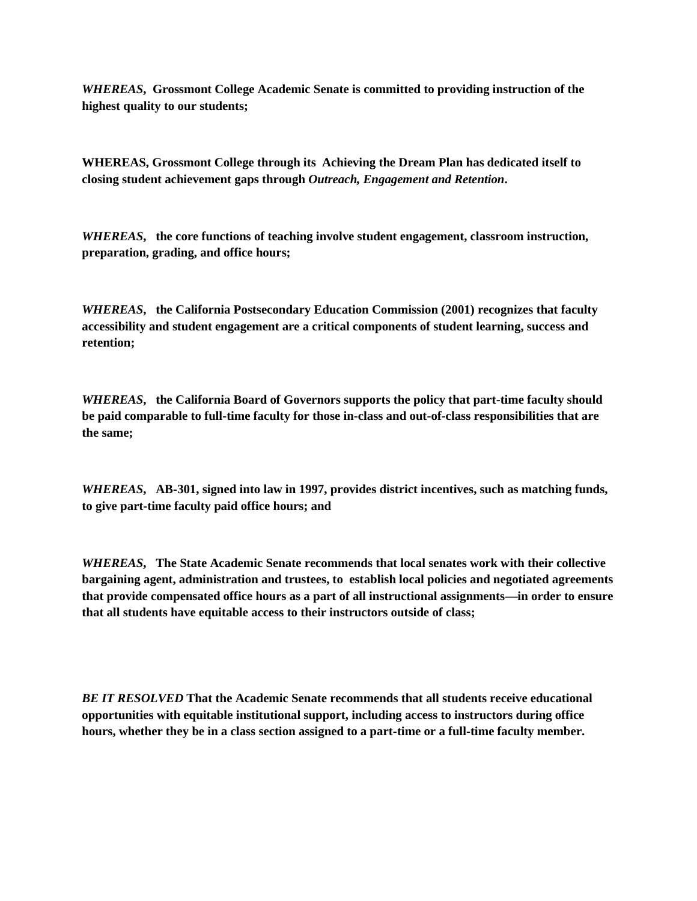***WHEREAS*, Grossmont College Academic Senate is committed to providing instruction of the highest quality to our students;**

**WHEREAS, Grossmont College through its Achieving the Dream Plan has dedicated itself to closing student achievement gaps through *Outreach, Engagement and Retention*.**

***WHEREAS*, the core functions of teaching involve student engagement, classroom instruction, preparation, grading, and office hours;**

***WHEREAS*, the California Postsecondary Education Commission (2001) recognizes that faculty accessibility and student engagement are a critical components of student learning, success and retention;**

***WHEREAS*, the California Board of Governors supports the policy that part-time faculty should be paid comparable to full-time faculty for those in-class and out-of-class responsibilities that are the same;**

***WHEREAS*, AB-301, signed into law in 1997, provides district incentives, such as matching funds, to give part-time faculty paid office hours; and**

***WHEREAS*, The State Academic Senate recommends that local senates work with their collective bargaining agent, administration and trustees, to establish local policies and negotiated agreements that provide compensated office hours as a part of all instructional assignments—in order to ensure that all students have equitable access to their instructors outside of class;**

***BE IT RESOLVED* That the Academic Senate recommends that all students receive educational opportunities with equitable institutional support, including access to instructors during office hours, whether they be in a class section assigned to a part-time or a full-time faculty member.**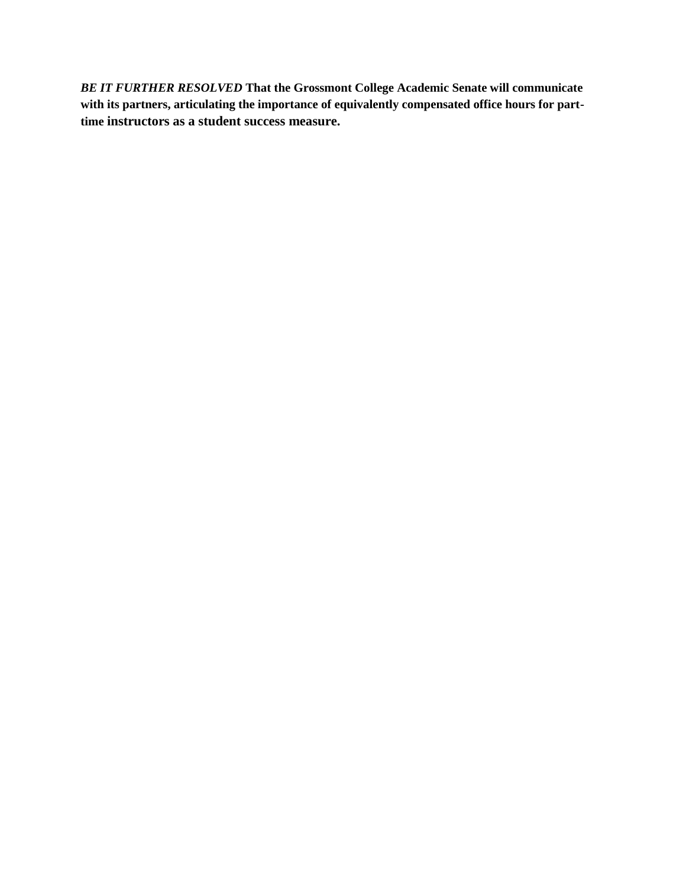***BE IT FURTHER RESOLVED*** **That the Grossmont College Academic Senate will communicate with its partners, articulating the importance of equivalently compensated office hours for part-time instructors as a student success measure.**